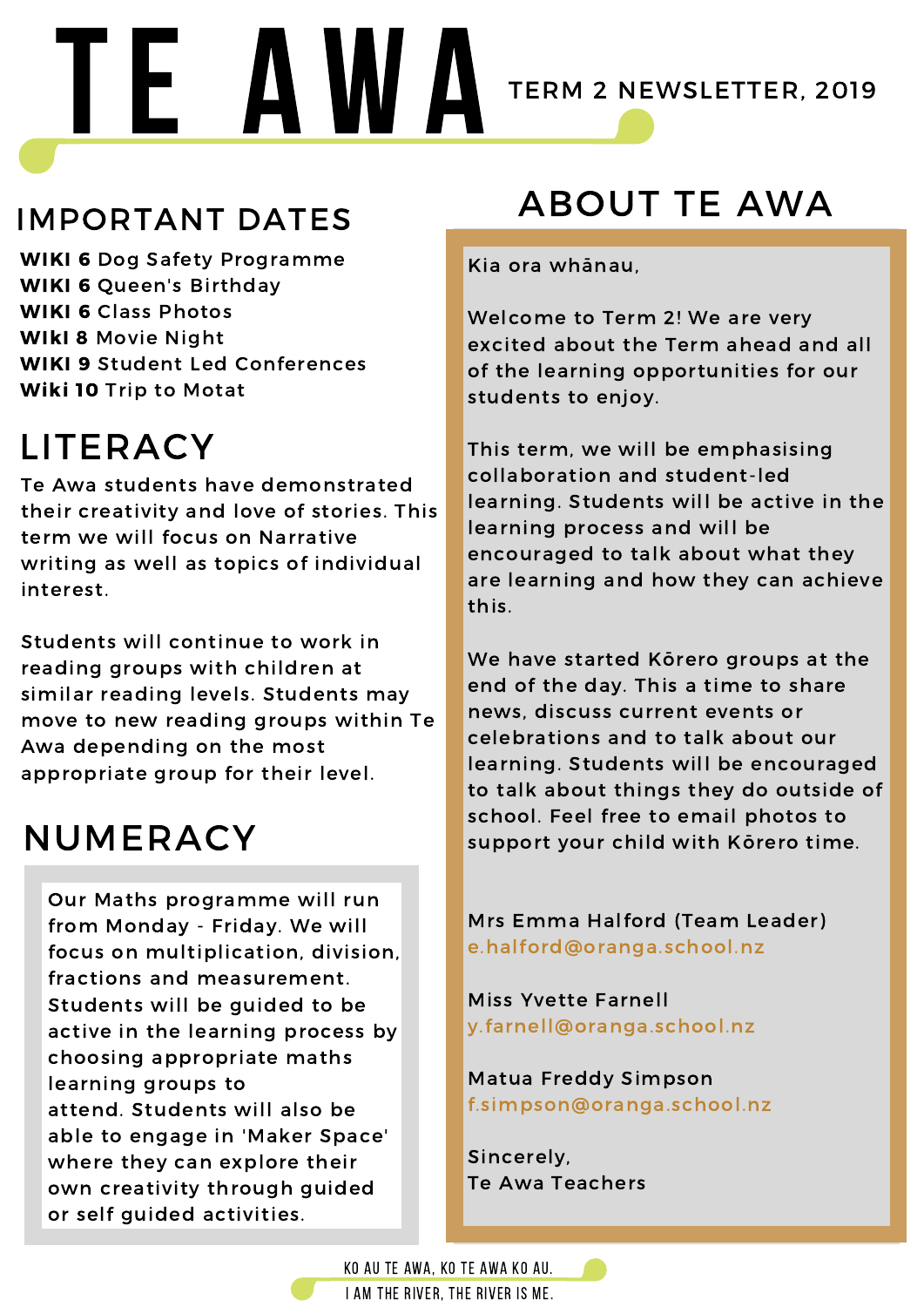# TE AWA

TERM 2 NEWSLETTER, 2019

## IMPORTANT DATES

**WIKI 6** Dog Safety Programme
**WIKI 6** Queen's Birthday
**WIKI 6** Class Photos
**WIKI 8** Movie Night
**WIKI 9** Student Led Conferences
**Wiki 10** Trip to Motat

## LITERACY

Te Awa students have demonstrated their creativity and love of stories. This term we will focus on Narrative writing as well as topics of individual interest.

Students will continue to work in reading groups with children at similar reading levels. Students may move to new reading groups within Te Awa depending on the most appropriate group for their level.

## NUMERACY

Our Maths programme will run from Monday - Friday. We will focus on multiplication, division, fractions and measurement. Students will be guided to be active in the learning process by choosing appropriate maths learning groups to attend. Students will also be able to engage in 'Maker Space' where they can explore their own creativity through guided or self guided activities.

## ABOUT TE AWA

Kia ora whānau,

Welcome to Term 2! We are very excited about the Term ahead and all of the learning opportunities for our students to enjoy.

This term, we will be emphasising collaboration and student-led learning. Students will be active in the learning process and will be encouraged to talk about what they are learning and how they can achieve this.

We have started Kōrero groups at the end of the day. This a time to share news, discuss current events or celebrations and to talk about our learning. Students will be encouraged to talk about things they do outside of school. Feel free to email photos to support your child with Kōrero time.

Mrs Emma Halford (Team Leader)
e.halford@oranga.school.nz

Miss Yvette Farnell
y.farnell@oranga.school.nz

Matua Freddy Simpson
f.simpson@oranga.school.nz

Sincerely,
Te Awa Teachers

KO AU TE AWA, KO TE AWA KO AU.
I AM THE RIVER, THE RIVER IS ME.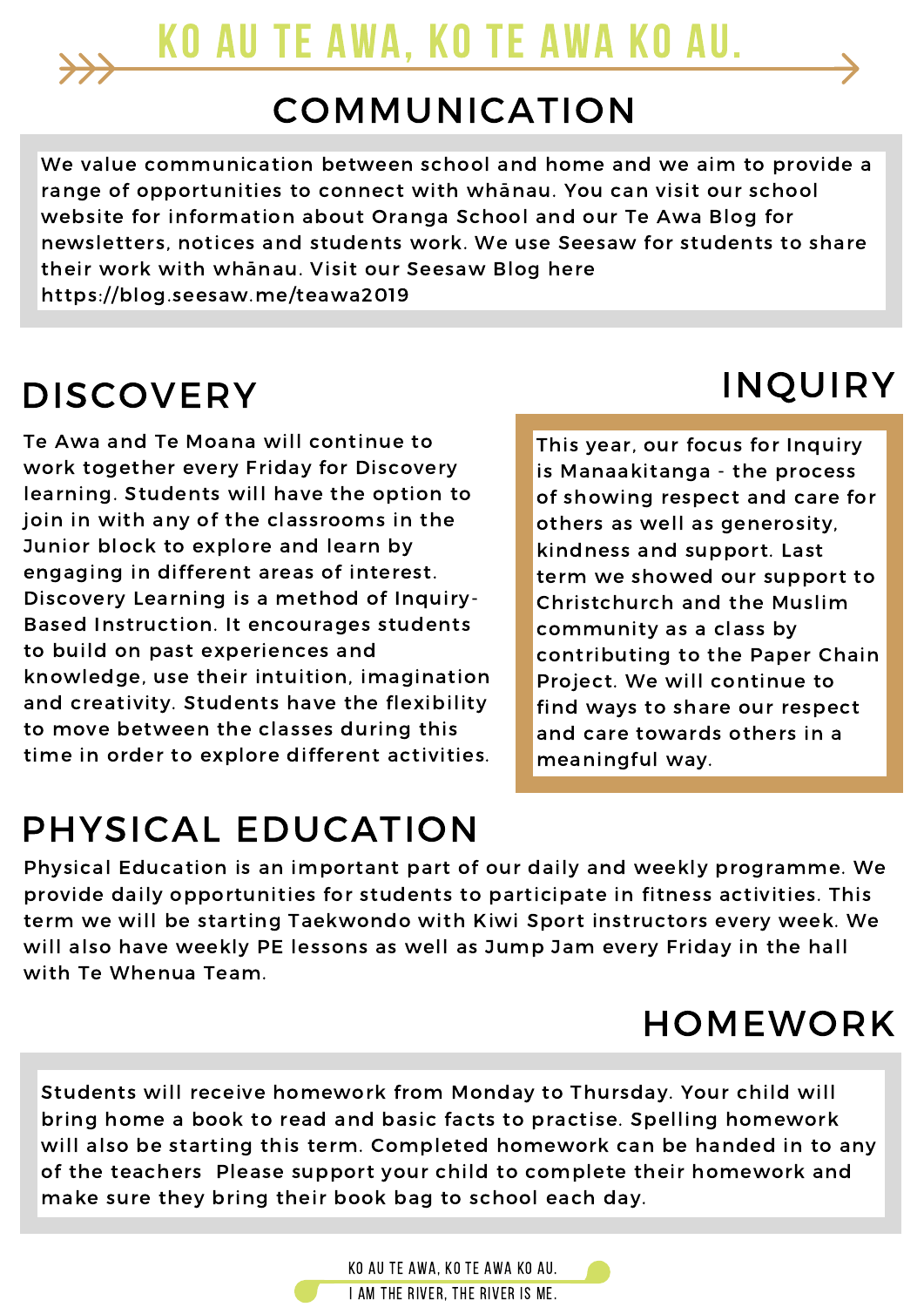# KO AU TE AWA, KO TE AWA KO AU.

## COMMUNICATION

We value communication between school and home and we aim to provide a range of opportunities to connect with whānau. You can visit our school website for information about Oranga School and our Te Awa Blog for newsletters, notices and students work. We use Seesaw for students to share their work with whānau. Visit our Seesaw Blog here https://blog.seesaw.me/teawa2019

## DISCOVERY

Te Awa and Te Moana will continue to work together every Friday for Discovery learning. Students will have the option to join in with any of the classrooms in the Junior block to explore and learn by engaging in different areas of interest. Discovery Learning is a method of Inquiry-Based Instruction. It encourages students to build on past experiences and knowledge, use their intuition, imagination and creativity. Students have the flexibility to move between the classes during this time in order to explore different activities.

## INQUIRY

This year, our focus for Inquiry is Manaakitanga - the process of showing respect and care for others as well as generosity, kindness and support. Last term we showed our support to Christchurch and the Muslim community as a class by contributing to the Paper Chain Project. We will continue to find ways to share our respect and care towards others in a meaningful way.

## PHYSICAL EDUCATION

Physical Education is an important part of our daily and weekly programme. We provide daily opportunities for students to participate in fitness activities. This term we will be starting Taekwondo with Kiwi Sport instructors every week. We will also have weekly PE lessons as well as Jump Jam every Friday in the hall with Te Whenua Team.

## HOMEWORK

Students will receive homework from Monday to Thursday. Your child will bring home a book to read and basic facts to practise. Spelling homework will also be starting this term. Completed homework can be handed in to any of the teachers  Please support your child to complete their homework and make sure they bring their book bag to school each day.

KO AU TE AWA, KO TE AWA KO AU.
I AM THE RIVER, THE RIVER IS ME.